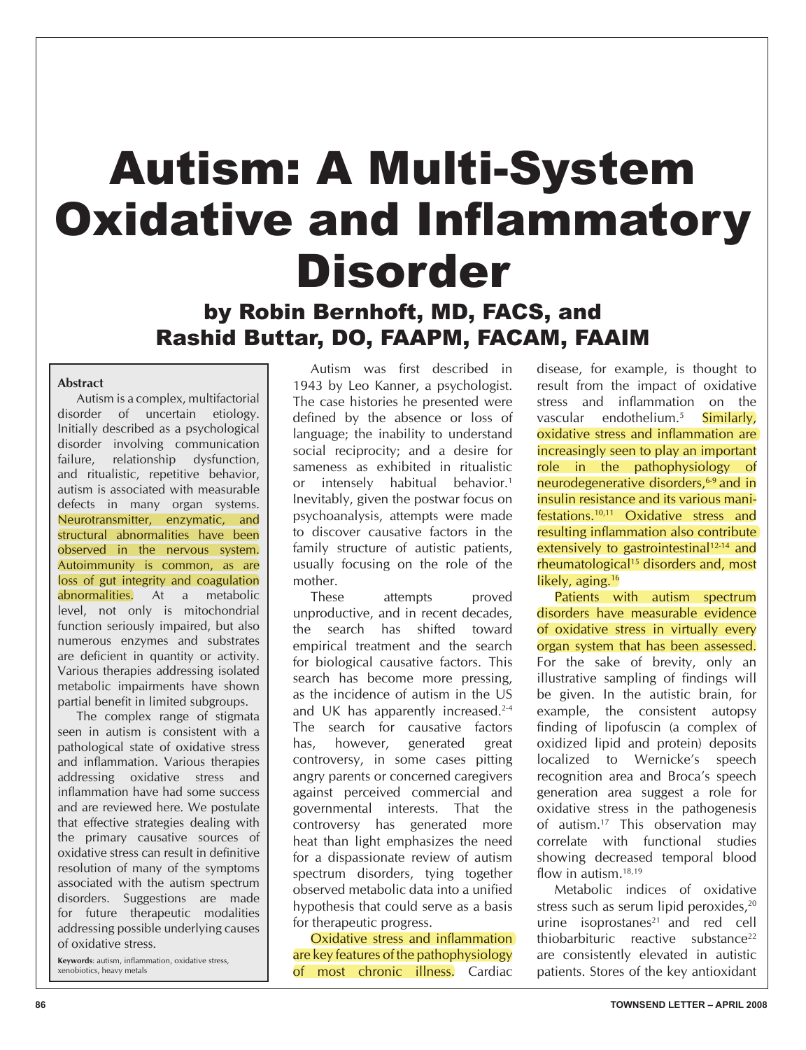# Autism: A Multi-System Oxidative and Inflammatory Disorder

## by Robin Bernhoft, MD, FACS, and Rashid Buttar, DO, FAAPM, FACAM, FAAIM

**Abstract**

Autism is a complex, multifactorial disorder of uncertain etiology. Initially described as a psychological disorder involving communication failure, relationship dysfunction, and ritualistic, repetitive behavior, autism is associated with measurable defects in many organ systems. Neurotransmitter, enzymatic, and structural abnormalities have been observed in the nervous system. Autoimmunity is common, as are loss of gut integrity and coagulation abnormalities. At a metabolic level, not only is mitochondrial function seriously impaired, but also numerous enzymes and substrates are deficient in quantity or activity. Various therapies addressing isolated metabolic impairments have shown partial benefit in limited subgroups.

The complex range of stigmata seen in autism is consistent with a pathological state of oxidative stress and inflammation. Various therapies addressing oxidative stress and inflammation have had some success and are reviewed here. We postulate that effective strategies dealing with the primary causative sources of oxidative stress can result in definitive resolution of many of the symptoms associated with the autism spectrum disorders. Suggestions are made for future therapeutic modalities addressing possible underlying causes of oxidative stress.

**Keywords**: autism, inflammation, oxidative stress, xenobiotics, heavy metals

Autism was first described in 1943 by Leo Kanner, a psychologist. The case histories he presented were defined by the absence or loss of language; the inability to understand social reciprocity; and a desire for sameness as exhibited in ritualistic or intensely habitual behavior.[1] Inevitably, given the postwar focus on psychoanalysis, attempts were made to discover causative factors in the family structure of autistic patients, usually focusing on the role of the mother.

These attempts proved unproductive, and in recent decades, the search has shifted toward empirical treatment and the search for biological causative factors. This search has become more pressing, as the incidence of autism in the US and UK has apparently increased.[2-4] The search for causative factors has, however, generated great controversy, in some cases pitting angry parents or concerned caregivers against perceived commercial and governmental interests. That the controversy has generated more heat than light emphasizes the need for a dispassionate review of autism spectrum disorders, tying together observed metabolic data into a unified hypothesis that could serve as a basis for therapeutic progress.

Oxidative stress and inflammation are key features of the pathophysiology of most chronic illness. Cardiac disease, for example, is thought to result from the impact of oxidative stress and inflammation on the vascular endothelium.[5] Similarly, oxidative stress and inflammation are increasingly seen to play an important role in the pathophysiology of neurodegenerative disorders,[6-9] and in insulin resistance and its various manifestations.[10,11] Oxidative stress and resulting inflammation also contribute extensively to gastrointestinal[12-14] and rheumatological[15] disorders and, most likely, aging.[16]

Patients with autism spectrum disorders have measurable evidence of oxidative stress in virtually every organ system that has been assessed. For the sake of brevity, only an illustrative sampling of findings will be given. In the autistic brain, for example, the consistent autopsy finding of lipofuscin (a complex of oxidized lipid and protein) deposits localized to Wernicke's speech recognition area and Broca's speech generation area suggest a role for oxidative stress in the pathogenesis of autism.[17] This observation may correlate with functional studies showing decreased temporal blood flow in autism.[18,19]

Metabolic indices of oxidative stress such as serum lipid peroxides,[20] urine isoprostanes[21] and red cell thiobarbituric reactive substance[22] are consistently elevated in autistic patients. Stores of the key antioxidant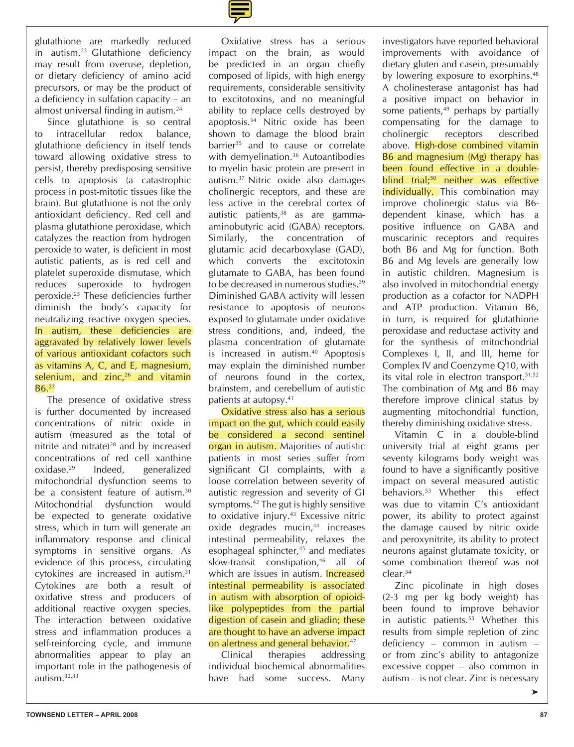glutathione are markedly reduced in autism.[23] Glutathione deficiency may result from overuse, depletion, or dietary deficiency of amino acid precursors, or may be the product of a deficiency in sulfation capacity – an almost universal finding in autism.[24]

Since glutathione is so central to intracellular redox balance, glutathione deficiency in itself tends toward allowing oxidative stress to persist, thereby predisposing sensitive cells to apoptosis (a catastrophic process in post-mitotic tissues like the brain). But glutathione is not the only antioxidant deficiency. Red cell and plasma glutathione peroxidase, which catalyzes the reaction from hydrogen peroxide to water, is deficient in most autistic patients, as is red cell and platelet superoxide dismutase, which reduces superoxide to hydrogen peroxide.[25] These deficiencies further diminish the body's capacity for neutralizing reactive oxygen species. In autism, these deficiencies are aggravated by relatively lower levels of various antioxidant cofactors such as vitamins A, C, and E, magnesium, selenium, and zinc,[26] and vitamin B6.[27]

The presence of oxidative stress is further documented by increased concentrations of nitric oxide in autism (measured as the total of nitrite and nitrate)[28] and by increased concentrations of red cell xanthine oxidase.[29] Indeed, generalized mitochondrial dysfunction seems to be a consistent feature of autism.[30] Mitochondrial dysfunction would be expected to generate oxidative stress, which in turn will generate an inflammatory response and clinical symptoms in sensitive organs. As evidence of this process, circulating cytokines are increased in autism.[31] Cytokines are both a result of oxidative stress and producers of additional reactive oxygen species. The interaction between oxidative stress and inflammation produces a self-reinforcing cycle, and immune abnormalities appear to play an important role in the pathogenesis of autism.[32,33]

Oxidative stress has a serious impact on the brain, as would be predicted in an organ chiefly composed of lipids, with high energy requirements, considerable sensitivity to excitotoxins, and no meaningful ability to replace cells destroyed by apoptosis.[34] Nitric oxide has been shown to damage the blood brain barrier[35] and to cause or correlate with demyelination.[36] Autoantibodies to myelin basic protein are present in autism.[37] Nitric oxide also damages cholinergic receptors, and these are less active in the cerebral cortex of autistic patients,[38] as are gamma-aminobutyric acid (GABA) receptors. Similarly, the concentration of glutamic acid decarboxylase (GAD), which converts the excitotoxin glutamate to GABA, has been found to be decreased in numerous studies.[39] Diminished GABA activity will lessen resistance to apoptosis of neurons exposed to glutamate under oxidative stress conditions, and, indeed, the plasma concentration of glutamate is increased in autism.[40] Apoptosis may explain the diminished number of neurons found in the cortex, brainstem, and cerebellum of autistic patients at autopsy.[41]

Oxidative stress also has a serious impact on the gut, which could easily be considered a second sentinel organ in autism. Majorities of autistic patients in most series suffer from significant GI complaints, with a loose correlation between severity of autistic regression and severity of GI symptoms.[42] The gut is highly sensitive to oxidative injury.[43] Excessive nitric oxide degrades mucin,[44] increases intestinal permeability, relaxes the esophageal sphincter,[45] and mediates slow-transit constipation,[46] all of which are issues in autism. Increased intestinal permeability is associated in autism with absorption of opioid-like polypeptides from the partial digestion of casein and gliadin; these are thought to have an adverse impact on alertness and general behavior.[47]

Clinical therapies addressing individual biochemical abnormalities have had some success. Many investigators have reported behavioral improvements with avoidance of dietary gluten and casein, presumably by lowering exposure to exorphins.[48] A cholinesterase antagonist has had a positive impact on behavior in some patients,[49] perhaps by partially compensating for the damage to cholinergic receptors described above. High-dose combined vitamin B6 and magnesium (Mg) therapy has been found effective in a double-blind trial;[50] neither was effective individually. This combination may improve cholinergic status via B6-dependent kinase, which has a positive influence on GABA and muscarinic receptors and requires both B6 and Mg for function. Both B6 and Mg levels are generally low in autistic children. Magnesium is also involved in mitochondrial energy production as a cofactor for NADPH and ATP production. Vitamin B6, in turn, is required for glutathione peroxidase and reductase activity and for the synthesis of mitochondrial Complexes I, II, and III, heme for Complex IV and Coenzyme Q10, with its vital role in electron transport.[51,52] The combination of Mg and B6 may therefore improve clinical status by augmenting mitochondrial function, thereby diminishing oxidative stress.

Vitamin C in a double-blind university trial at eight grams per seventy kilograms body weight was found to have a significantly positive impact on several measured autistic behaviors.[53] Whether this effect was due to vitamin C's antioxidant power, its ability to protect against the damage caused by nitric oxide and peroxynitrite, its ability to protect neurons against glutamate toxicity, or some combination thereof was not clear.[54]

Zinc picolinate in high doses (2-3 mg per kg body weight) has been found to improve behavior in autistic patients.[55] Whether this results from simple repletion of zinc deficiency – common in autism – or from zinc's ability to antagonize excessive copper – also common in autism – is not clear. Zinc is necessary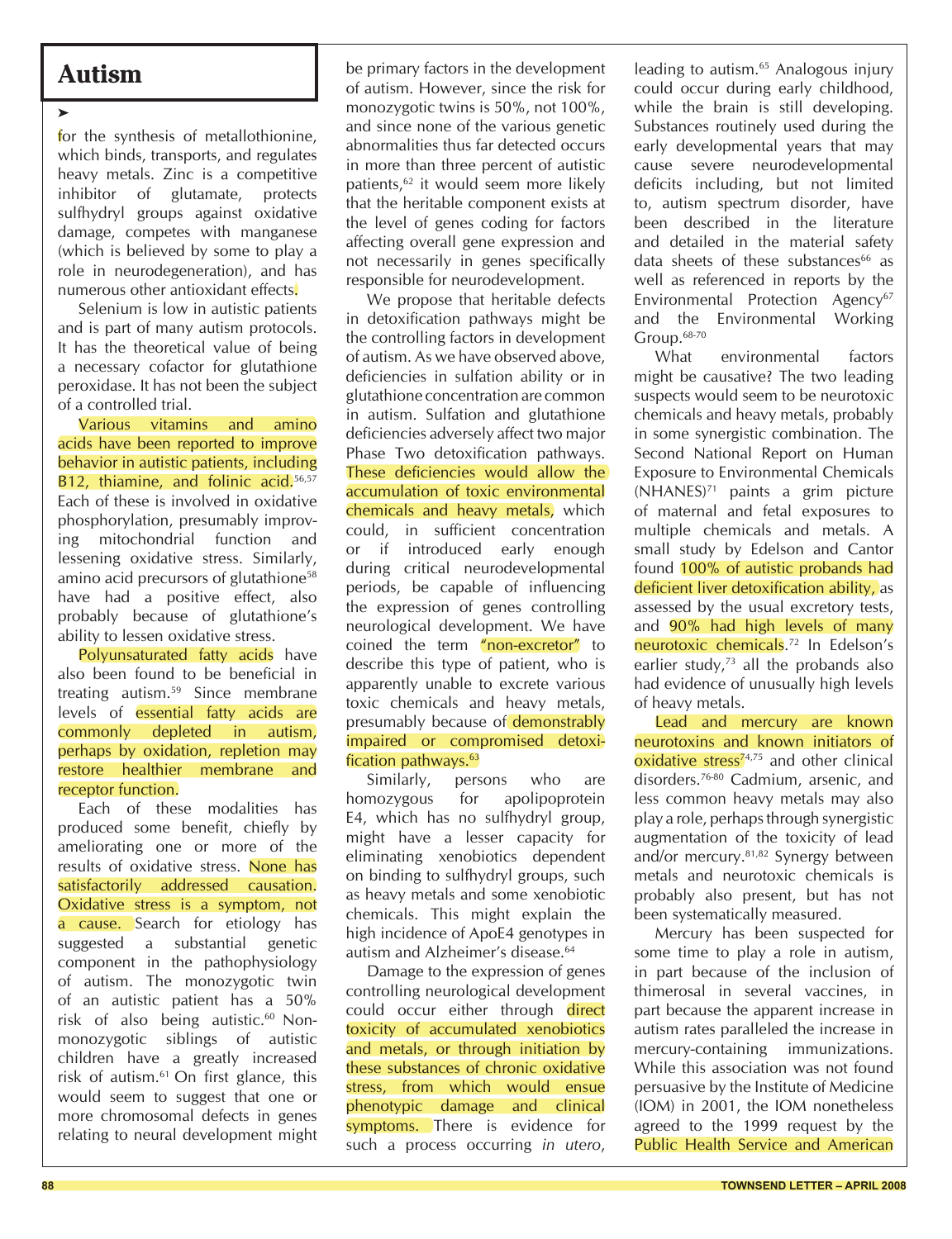# Autism

➤

for the synthesis of metallothionine, which binds, transports, and regulates heavy metals. Zinc is a competitive inhibitor of glutamate, protects sulfhydryl groups against oxidative damage, competes with manganese (which is believed by some to play a role in neurodegeneration), and has numerous other antioxidant effects.

Selenium is low in autistic patients and is part of many autism protocols. It has the theoretical value of being a necessary cofactor for glutathione peroxidase. It has not been the subject of a controlled trial.

Various vitamins and amino acids have been reported to improve behavior in autistic patients, including B12, thiamine, and folinic acid.[56,57] Each of these is involved in oxidative phosphorylation, presumably improving mitochondrial function and lessening oxidative stress. Similarly, amino acid precursors of glutathione[58] have had a positive effect, also probably because of glutathione's ability to lessen oxidative stress.

Polyunsaturated fatty acids have also been found to be beneficial in treating autism.[59] Since membrane levels of essential fatty acids are commonly depleted in autism, perhaps by oxidation, repletion may restore healthier membrane and receptor function.

Each of these modalities has produced some benefit, chiefly by ameliorating one or more of the results of oxidative stress. None has satisfactorily addressed causation. Oxidative stress is a symptom, not a cause. Search for etiology has suggested a substantial genetic component in the pathophysiology of autism. The monozygotic twin of an autistic patient has a 50% risk of also being autistic.[60] Non-monozygotic siblings of autistic children have a greatly increased risk of autism.[61] On first glance, this would seem to suggest that one or more chromosomal defects in genes relating to neural development might be primary factors in the development of autism. However, since the risk for monozygotic twins is 50%, not 100%, and since none of the various genetic abnormalities thus far detected occurs in more than three percent of autistic patients,[62] it would seem more likely that the heritable component exists at the level of genes coding for factors affecting overall gene expression and not necessarily in genes specifically responsible for neurodevelopment.

We propose that heritable defects in detoxification pathways might be the controlling factors in development of autism. As we have observed above, deficiencies in sulfation ability or in glutathione concentration are common in autism. Sulfation and glutathione deficiencies adversely affect two major Phase Two detoxification pathways. These deficiencies would allow the accumulation of toxic environmental chemicals and heavy metals, which could, in sufficient concentration or if introduced early enough during critical neurodevelopmental periods, be capable of influencing the expression of genes controlling neurological development. We have coined the term "non-excretor" to describe this type of patient, who is apparently unable to excrete various toxic chemicals and heavy metals, presumably because of demonstrably impaired or compromised detoxification pathways.[63]

Similarly, persons who are homozygous for apolipoprotein E4, which has no sulfhydryl group, might have a lesser capacity for eliminating xenobiotics dependent on binding to sulfhydryl groups, such as heavy metals and some xenobiotic chemicals. This might explain the high incidence of ApoE4 genotypes in autism and Alzheimer's disease.[64]

Damage to the expression of genes controlling neurological development could occur either through direct toxicity of accumulated xenobiotics and metals, or through initiation by these substances of chronic oxidative stress, from which would ensue phenotypic damage and clinical symptoms. There is evidence for such a process occurring *in utero*, leading to autism.[65] Analogous injury could occur during early childhood, while the brain is still developing. Substances routinely used during the early developmental years that may cause severe neurodevelopmental deficits including, but not limited to, autism spectrum disorder, have been described in the literature and detailed in the material safety data sheets of these substances[66] as well as referenced in reports by the Environmental Protection Agency[67] and the Environmental Working Group.[68-70]

What environmental factors might be causative? The two leading suspects would seem to be neurotoxic chemicals and heavy metals, probably in some synergistic combination. The Second National Report on Human Exposure to Environmental Chemicals (NHANES)[71] paints a grim picture of maternal and fetal exposures to multiple chemicals and metals. A small study by Edelson and Cantor found 100% of autistic probands had deficient liver detoxification ability, as assessed by the usual excretory tests, and 90% had high levels of many neurotoxic chemicals.[72] In Edelson's earlier study,[73] all the probands also had evidence of unusually high levels of heavy metals.

Lead and mercury are known neurotoxins and known initiators of oxidative stress[74,75] and other clinical disorders.[76-80] Cadmium, arsenic, and less common heavy metals may also play a role, perhaps through synergistic augmentation of the toxicity of lead and/or mercury.[81,82] Synergy between metals and neurotoxic chemicals is probably also present, but has not been systematically measured.

Mercury has been suspected for some time to play a role in autism, in part because of the inclusion of thimerosal in several vaccines, in part because the apparent increase in autism rates paralleled the increase in mercury-containing immunizations. While this association was not found persuasive by the Institute of Medicine (IOM) in 2001, the IOM nonetheless agreed to the 1999 request by the Public Health Service and American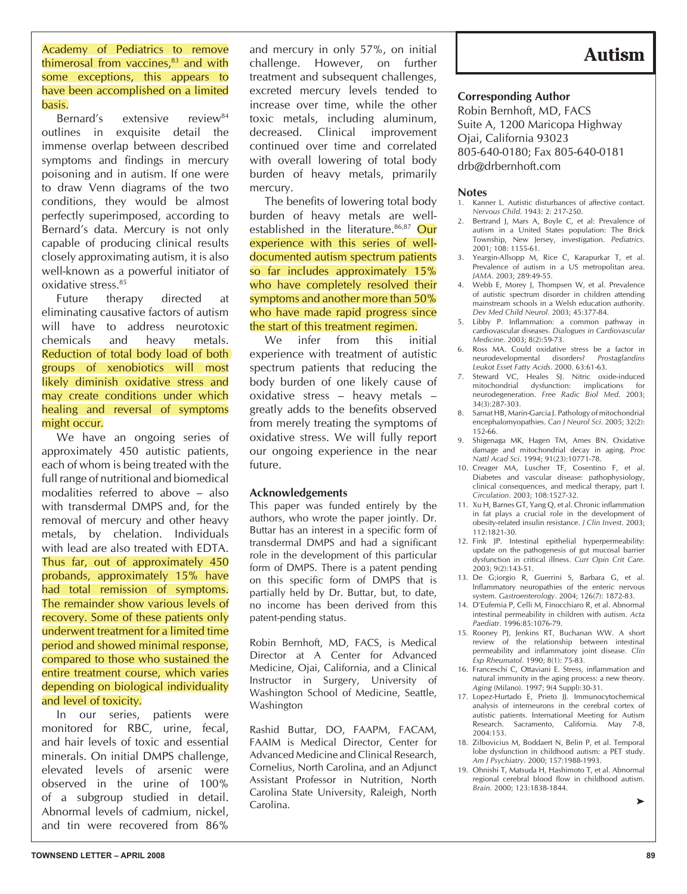Academy of Pediatrics to remove thimerosal from vaccines,[83] and with some exceptions, this appears to have been accomplished on a limited basis.

Bernard's extensive review[84] outlines in exquisite detail the immense overlap between described symptoms and findings in mercury poisoning and in autism. If one were to draw Venn diagrams of the two conditions, they would be almost perfectly superimposed, according to Bernard's data. Mercury is not only capable of producing clinical results closely approximating autism, it is also well-known as a powerful initiator of oxidative stress.[85]

Future therapy directed at eliminating causative factors of autism will have to address neurotoxic chemicals and heavy metals. Reduction of total body load of both groups of xenobiotics will most likely diminish oxidative stress and may create conditions under which healing and reversal of symptoms might occur.

We have an ongoing series of approximately 450 autistic patients, each of whom is being treated with the full range of nutritional and biomedical modalities referred to above – also with transdermal DMPS and, for the removal of mercury and other heavy metals, by chelation. Individuals with lead are also treated with EDTA. Thus far, out of approximately 450 probands, approximately 15% have had total remission of symptoms. The remainder show various levels of recovery. Some of these patients only underwent treatment for a limited time period and showed minimal response, compared to those who sustained the entire treatment course, which varies depending on biological individuality and level of toxicity.

In our series, patients were monitored for RBC, urine, fecal, and hair levels of toxic and essential minerals. On initial DMPS challenge, elevated levels of arsenic were observed in the urine of 100% of a subgroup studied in detail. Abnormal levels of cadmium, nickel, and tin were recovered from 86% and mercury in only 57%, on initial challenge. However, on further treatment and subsequent challenges, excreted mercury levels tended to increase over time, while the other toxic metals, including aluminum, decreased. Clinical improvement continued over time and correlated with overall lowering of total body burden of heavy metals, primarily mercury.

The benefits of lowering total body burden of heavy metals are well-established in the literature.[86,87] Our experience with this series of well-documented autism spectrum patients so far includes approximately 15% who have completely resolved their symptoms and another more than 50% who have made rapid progress since the start of this treatment regimen.

We infer from this initial experience with treatment of autistic spectrum patients that reducing the body burden of one likely cause of oxidative stress – heavy metals – greatly adds to the benefits observed from merely treating the symptoms of oxidative stress. We will fully report our ongoing experience in the near future.

### Acknowledgements

This paper was funded entirely by the authors, who wrote the paper jointly. Dr. Buttar has an interest in a specific form of transdermal DMPS and had a significant role in the development of this particular form of DMPS. There is a patent pending on this specific form of DMPS that is partially held by Dr. Buttar, but, to date, no income has been derived from this patent-pending status.

Robin Bernhoft, MD, FACS, is Medical Director at A Center for Advanced Medicine, Ojai, California, and a Clinical Instructor in Surgery, University of Washington School of Medicine, Seattle, Washington

Rashid Buttar, DO, FAAPM, FACAM, FAAIM is Medical Director, Center for Advanced Medicine and Clinical Research, Cornelius, North Carolina, and an Adjunct Assistant Professor in Nutrition, North Carolina State University, Raleigh, North Carolina.

## Autism

### Corresponding Author

Robin Bernhoft, MD, FACS
Suite A, 1200 Maricopa Highway
Ojai, California 93023
805-640-0180; Fax 805-640-0181
drb@drbernhoft.com

### Notes

1. Kanner L. Autistic disturbances of affective contact. *Nervous Child*. 1943: 2: 217-250.
2. Bertrand J, Mars A, Boyle C, et al: Prevalence of autism in a United States population: The Brick Township, New Jersey, investigation. *Pediatrics*. 2001; 108: 1155-61.
3. Yeargin-Allsopp M, Rice C, Karapurkar T, et al. Prevalence of autism in a US metropolitan area. *JAMA*. 2003; 289:49-55.
4. Webb E, Morey J, Thompsen W, et al. Prevalence of autistic spectrum disorder in children attending mainstream schools in a Welsh education authority. *Dev Med Child Neurol*. 2003; 45:377-84.
5. Libby P. Inflammation: a common pathway in cardiovascular diseases. *Dialogues in Cardiovascular Medicine*. 2003; 8(2):59-73.
6. Ross MA. Could oxidative stress be a factor in neurodevelopmental disorders? *Prostaglandins Leukot Esset Fatty Acids*. 2000. 63:61-63.
7. Steward VC, Heales SJ. Nitric oxide-induced mitochondrial dysfunction: implications for neurodegeneration. *Free Radic Biol Med*. 2003; 34(3):287-303.
8. Sarnat HB, Marin-Garcia J. Pathology of mitochondrial encephalomyopathies. *Can J Neurol Sci*. 2005; 32(2): 152-66.
9. Shigenaga MK, Hagen TM, Ames BN. Oxidative damage and mitochondrial decay in aging. *Proc Nattl Acad Sci*. 1994; 91(23):10771-78.
10. Creager MA, Luscher TF, Cosentino F, et al. Diabetes and vascular disease: pathophysiology, clinical consequences, and medical therapy, part I. *Circulation*. 2003; 108:1527-32.
11. Xu H, Barnes GT, Yang Q, et al. Chronic inflammation in fat plays a crucial role in the development of obesity-related insulin resistance. *J Clin Invest*. 2003; 112:1821-30.
12. Fink JP. Intestinal epithelial hyperpermeability: update on the pathogenesis of gut mucosal barrier dysfunction in critical illness. *Curr Opin Crit Care*. 2003; 9(2):143-51.
13. De G;iorgio R, Guerrini S, Barbara G, et al. Inflammatory neuropathies of the enteric nervous system. *Gastroenterology*. 2004; 126(7): 1872-83.
14. D'Eufemia P, Celli M, Finocchiaro R, et al. Abnormal intestinal permeability in children with autism. *Acta Paediatr*. 1996:85:1076-79.
15. Rooney PJ, Jenkins RT, Buchanan WW. A short review of the relationship between intestinal permeability and inflammatory joint disease. *Clin Exp Rheumatol*. 1990; 8(1): 75-83.
16. Franceschi C, Ottaviani E. Stress, inflammation and natural immunity in the aging process: a new theory. *Aging* (Milano). 1997; 9(4 Suppl):30-31.
17. Lopez-Hurtado E, Prieto JJ. Immunocytochemical analysis of interneurons in the cerebral cortex of autistic patients. International Meeting for Autism Research. Sacramento, California. May 7-8, 2004:153.
18. Zilbovicius M, Boddaert N, Belin P, et al. Temporal lobe dysfunction in childhood autism: a PET study. *Am J Psychiatry*. 2000; 157:1988-1993.
19. Ohnishi T, Matsuda H, Hashimoto T, et al. Abnormal regional cerebral blood flow in childhood autism. *Brain*. 2000; 123:1838-1844.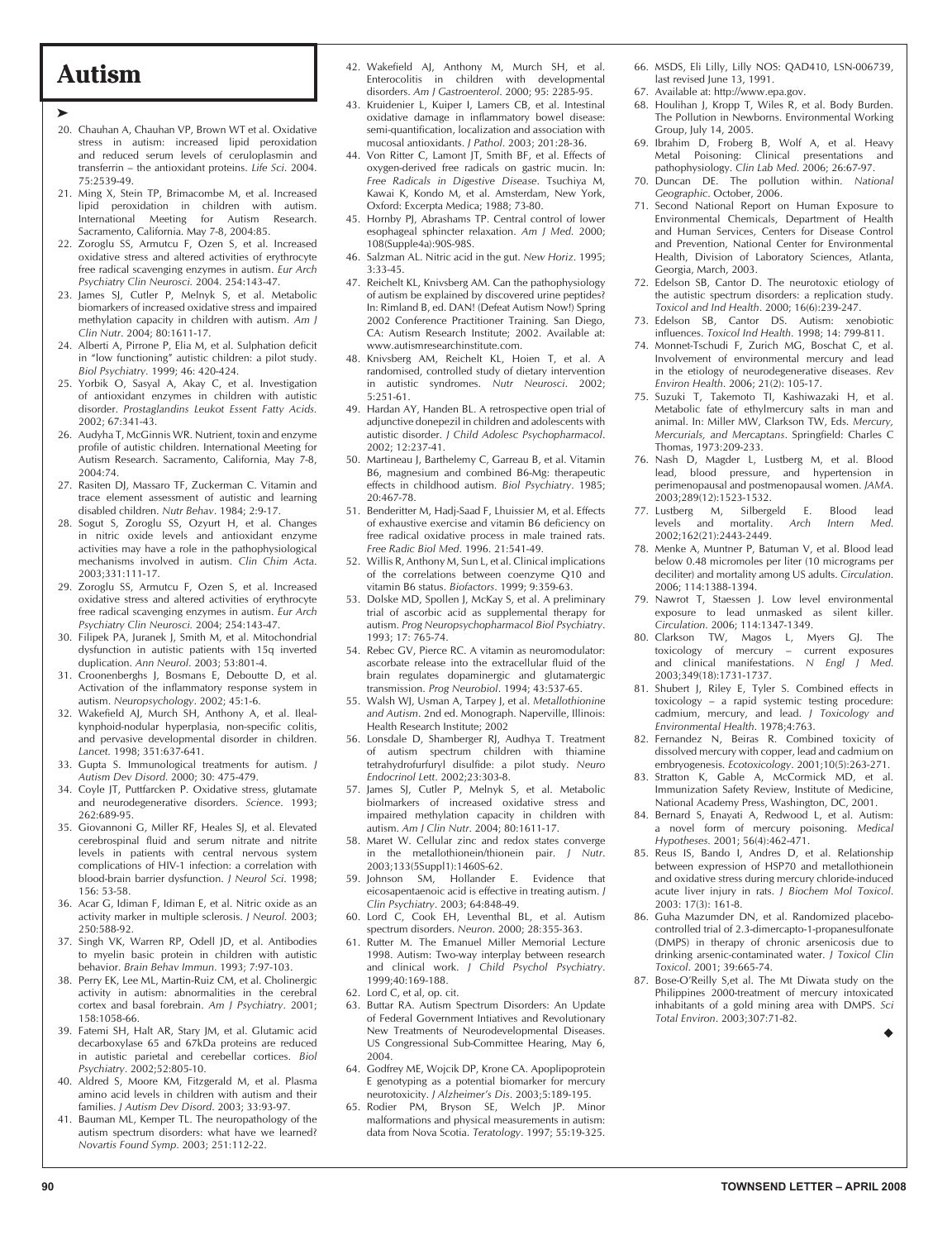# Autism

➤

20. Chauhan A, Chauhan VP, Brown WT et al. Oxidative stress in autism: increased lipid peroxidation and reduced serum levels of ceruloplasmin and transferrin – the antioxidant proteins. *Life Sci.* 2004. 75:2539-49.
21. Ming X, Stein TP, Brimacombe M, et al. Increased lipid peroxidation in children with autism. International Meeting for Autism Research. Sacramento, California. May 7-8, 2004:85.
22. Zoroglu SS, Armutcu F, Ozen S, et al. Increased oxidative stress and altered activities of erythrocyte free radical scavenging enzymes in autism. *Eur Arch Psychiatry Clin Neurosci.* 2004. 254:143-47.
23. James SJ, Cutler P, Melnyk S, et al. Metabolic biomarkers of increased oxidative stress and impaired methylation capacity in children with autism. *Am J Clin Nutr*. 2004; 80:1611-17.
24. Alberti A, Pirrone P, Elia M, et al. Sulphation deficit in "low functioning" autistic children: a pilot study. *Biol Psychiatry*. 1999; 46: 420-424.
25. Yorbik O, Sasyal A, Akay C, et al. Investigation of antioxidant enzymes in children with autistic disorder. *Prostaglandins Leukot Essent Fatty Acids*. 2002; 67:341-43.
26. Audyha T, McGinnis WR. Nutrient, toxin and enzyme profile of autistic children. International Meeting for Autism Research. Sacramento, California, May 7-8, 2004:74.
27. Rasiten DJ, Massaro TF, Zuckerman C. Vitamin and trace element assessment of autistic and learning disabled children. *Nutr Behav*. 1984; 2:9-17.
28. Sogut S, Zoroglu SS, Ozyurt H, et al. Changes in nitric oxide levels and antioxidant enzyme activities may have a role in the pathophysiological mechanisms involved in autism. *Clin Chim Acta*. 2003;331:111-17.
29. Zoroglu SS, Armutcu F, Ozen S, et al. Increased oxidative stress and altered activities of erythrocyte free radical scavenging enzymes in autism. *Eur Arch Psychiatry Clin Neurosci.* 2004; 254:143-47.
30. Filipek PA, Juranek J, Smith M, et al. Mitochondrial dysfunction in autistic patients with 15q inverted duplication. *Ann Neurol*. 2003; 53:801-4.
31. Croonenberghs J, Bosmans E, Deboutte D, et al. Activation of the inflammatory response system in autism. *Neuropsychology*. 2002; 45:1-6.
32. Wakefield AJ, Murch SH, Anthony A, et al. Ileal-kynphoid-nodular hyperplasia, non-specific colitis, and pervasive developmental disorder in children. *Lancet.* 1998; 351:637-641.
33. Gupta S. Immunological treatments for autism. *J Autism Dev Disord.* 2000; 30: 475-479.
34. Coyle JT, Puttfarcken P. Oxidative stress, glutamate and neurodegenerative disorders. *Science*. 1993; 262:689-95.
35. Giovannoni G, Miller RF, Heales SJ, et al. Elevated cerebrospinal fluid and serum nitrate and nitrite levels in patients with central nervous system complications of HIV-1 infection: a correlation with blood-brain barrier dysfunction. *J Neurol Sci*. 1998; 156: 53-58.
36. Acar G, Idiman F, Idiman E, et al. Nitric oxide as an activity marker in multiple sclerosis. *J Neurol.* 2003; 250:588-92.
37. Singh VK, Warren RP, Odell JD, et al. Antibodies to myelin basic protein in children with autistic behavior. *Brain Behav Immun*. 1993; 7:97-103.
38. Perry EK, Lee ML, Martin-Ruiz CM, et al. Cholinergic activity in autism: abnormalities in the cerebral cortex and basal forebrain. *Am J Psychiatry*. 2001; 158:1058-66.
39. Fatemi SH, Halt AR, Stary JM, et al. Glutamic acid decarboxylase 65 and 67kDa proteins are reduced in autistic parietal and cerebellar cortices. *Biol Psychiatry*. 2002;52:805-10.
40. Aldred S, Moore KM, Fitzgerald M, et al. Plasma amino acid levels in children with autism and their families. *J Autism Dev Disord*. 2003; 33:93-97.
41. Bauman ML, Kemper TL. The neuropathology of the autism spectrum disorders: what have we learned? *Novartis Found Symp*. 2003; 251:112-22.
42. Wakefield AJ, Anthony M, Murch SH, et al. Enterocolitis in children with developmental disorders. *Am J Gastroenterol*. 2000; 95: 2285-95.
43. Kruidenier L, Kuiper I, Lamers CB, et al. Intestinal oxidative damage in inflammatory bowel disease: semi-quantification, localization and association with mucosal antioxidants. *J Pathol*. 2003; 201:28-36.
44. Von Ritter C, Lamont JT, Smith BF, et al. Effects of oxygen-derived free radicals on gastric mucin. In: *Free Radicals in Digestive Disease*. Tsuchiya M, Kawai K, Kondo M, et al. Amsterdam, New York, Oxford: Excerpta Medica; 1988; 73-80.
45. Hornby PJ, Abrashams TP. Central control of lower esophageal sphincter relaxation. *Am J Med*. 2000; 108(Supple4a):90S-98S.
46. Salzman AL. Nitric acid in the gut. *New Horiz*. 1995; 3:33-45.
47. Reichelt KL, Knivsberg AM. Can the pathophysiology of autism be explained by discovered urine peptides? In: Rimland B, ed. DAN! (Defeat Autism Now!) Spring 2002 Conference Practitioner Training. San Diego, CA: Autism Research Institute; 2002. Available at: www.autismresearchinstitute.com.
48. Knivsberg AM, Reichelt KL, Hoien T, et al. A randomised, controlled study of dietary intervention in autistic syndromes. *Nutr Neurosci*. 2002; 5:251-61.
49. Hardan AY, Handen BL. A retrospective open trial of adjunctive donepezil in children and adolescents with autistic disorder. *J Child Adolesc Psychopharmacol*. 2002; 12:237-41.
50. Martineau J, Barthelemy C, Garreau B, et al. Vitamin B6, magnesium and combined B6-Mg: therapeutic effects in childhood autism. *Biol Psychiatry*. 1985; 20:467-78.
51. Benderitter M, Hadj-Saad F, Lhuissier M, et al. Effects of exhaustive exercise and vitamin B6 deficiency on free radical oxidative process in male trained rats. *Free Radic Biol Med*. 1996. 21:541-49.
52. Willis R, Anthony M, Sun L, et al. Clinical implications of the correlations between coenzyme Q10 and vitamin B6 status. *Biofactors*. 1999; 9:359-63.
53. Dolske MD, Spollen J, McKay S, et al. A preliminary trial of ascorbic acid as supplemental therapy for autism. *Prog Neuropsychopharmacol Biol Psychiatry*. 1993; 17: 765-74.
54. Rebec GV, Pierce RC. A vitamin as neuromodulator: ascorbate release into the extracellular fluid of the brain regulates dopaminergic and glutamatergic transmission. *Prog Neurobiol*. 1994; 43:537-65.
55. Walsh WJ, Usman A, Tarpey J, et al. *Metallothionine and Autism*. 2nd ed. Monograph. Naperville, Illinois: Health Research Institute; 2002
56. Lonsdale D, Shamberger RJ, Audhya T. Treatment of autism spectrum children with thiamine tetrahydrofurfuryl disulfide: a pilot study. *Neuro Endocrinol Lett*. 2002;23:303-8.
57. James SJ, Cutler P, Melnyk S, et al. Metabolic biolmarkers of increased oxidative stress and impaired methylation capacity in children with autism. *Am J Clin Nutr*. 2004; 80:1611-17.
58. Maret W. Cellular zinc and redox states converge in the metallothionein/thionein pair. *J Nutr*. 2003;133(5Suppl1):1460S-62.
59. Johnson SM, Hollander E. Evidence that eicosapentaenoic acid is effective in treating autism. *J Clin Psychiatry*. 2003; 64:848-49.
60. Lord C, Cook EH, Leventhal BL, et al. Autism spectrum disorders. *Neuron*. 2000; 28:355-363.
61. Rutter M. The Emanuel Miller Memorial Lecture 1998. Autism: Two-way interplay between research and clinical work. *J Child Psychol Psychiatry*. 1999;40:169-188.
62. Lord C, et al, op. cit.
63. Buttar RA. Autism Spectrum Disorders: An Update of Federal Government Intiatives and Revolutionary New Treatments of Neurodevelopmental Diseases. US Congressional Sub-Committee Hearing, May 6, 2004.
64. Godfrey ME, Wojcik DP, Krone CA. Apoplipoprotein E genotyping as a potential biomarker for mercury neurotoxicity. *J Alzheimer's Dis*. 2003;5:189-195.
65. Rodier PM, Bryson SE, Welch JP. Minor malformations and physical measurements in autism: data from Nova Scotia. *Teratology*. 1997; 55:19-325.
66. MSDS, Eli Lilly, Lilly NOS: QAD410, LSN-006739, last revised June 13, 1991.
67. Available at: http://www.epa.gov.
68. Houlihan J, Kropp T, Wiles R, et al. Body Burden. The Pollution in Newborns. Environmental Working Group, July 14, 2005.
69. Ibrahim D, Froberg B, Wolf A, et al. Heavy Metal Poisoning: Clinical presentations and pathophysiology. *Clin Lab Med*. 2006; 26:67-97.
70. Duncan DE. The pollution within. *National Geographic*. October, 2006.
71. Second National Report on Human Exposure to Environmental Chemicals, Department of Health and Human Services, Centers for Disease Control and Prevention, National Center for Environmental Health, Division of Laboratory Sciences, Atlanta, Georgia, March, 2003.
72. Edelson SB, Cantor D. The neurotoxic etiology of the autistic spectrum disorders: a replication study. *Toxicol and Ind Health*. 2000; 16(6):239-247.
73. Edelson SB, Cantor DS. Autism: xenobiotic influences. *Toxicol Ind Health*. 1998; 14: 799-811.
74. Monnet-Tschudi F, Zurich MG, Boschat C, et al. Involvement of environmental mercury and lead in the etiology of neurodegenerative diseases. *Rev Environ Health*. 2006; 21(2): 105-17.
75. Suzuki T, Takemoto TI, Kashiwazaki H, et al. Metabolic fate of ethylmercury salts in man and animal. In: Miller MW, Clarkson TW, Eds. *Mercury, Mercurials, and Mercaptans*. Springfield: Charles C Thomas, 1973:209-233.
76. Nash D, Magder L, Lustberg M, et al. Blood lead, blood pressure, and hypertension in perimenopausal and postmenopausal women. *JAMA*. 2003;289(12):1523-1532.
77. Lustberg M, Silbergeld E. Blood lead levels and mortality. *Arch Intern Med.* 2002;162(21):2443-2449.
78. Menke A, Muntner P, Batuman V, et al. Blood lead below 0.48 micromoles per liter (10 micrograms per deciliter) and mortality among US adults. *Circulation*. 2006; 114:1388-1394.
79. Nawrot T, Staessen J. Low level environmental exposure to lead unmasked as silent killer. *Circulation*. 2006; 114:1347-1349.
80. Clarkson TW, Magos L, Myers GJ. The toxicology of mercury – current exposures and clinical manifestations. *N Engl J Med.* 2003;349(18):1731-1737.
81. Shubert J, Riley E, Tyler S. Combined effects in toxicology – a rapid systemic testing procedure: cadmium, mercury, and lead. *J Toxicology and Environmental Health*. 1978;4:763.
82. Fernandez N, Beiras R. Combined toxicity of dissolved mercury with copper, lead and cadmium on embryogenesis. *Ecotoxicology*. 2001;10(5):263-271.
83. Stratton K, Gable A, McCormick MD, et al. Immunization Safety Review, Institute of Medicine, National Academy Press, Washington, DC, 2001.
84. Bernard S, Enayati A, Redwood L, et al. Autism: a novel form of mercury poisoning. *Medical Hypotheses*. 2001; 56(4):462-471.
85. Reus IS, Bando I, Andres D, et al. Relationship between expression of HSP70 and metallothionein and oxidative stress during mercury chloride-induced acute liver injury in rats. *J Biochem Mol Toxicol*. 2003: 17(3): 161-8.
86. Guha Mazumder DN, et al. Randomized placebo-controlled trial of 2.3-dimercapto-1-propanesulfonate (DMPS) in therapy of chronic arsenicosis due to drinking arsenic-contaminated water. *J Toxicol Clin Toxicol*. 2001; 39:665-74.
87. Bose-O'Reilly S,et al. The Mt Diwata study on the Philippines 2000-treatment of mercury intoxicated inhabitants of a gold mining area with DMPS. *Sci Total Environ*. 2003;307:71-82.

◆